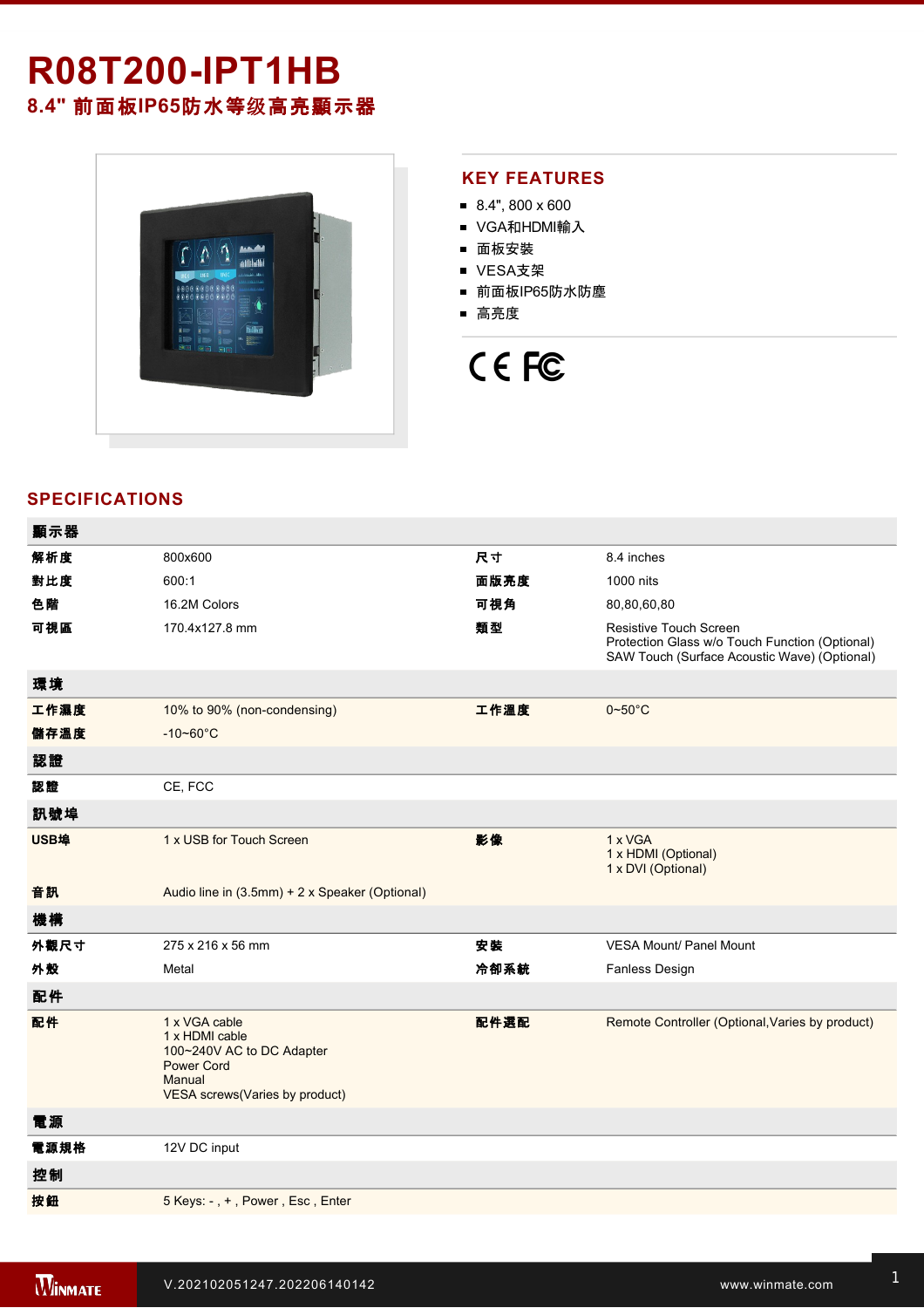# R08T200-IPT1HB

## 8.4" 前面板IP65防水等级高亮顯示器

## KEY FEATURES

- 8.4", 800 x 600
- VGA和HDMI輸入
- 面板安裝
- VESA支架
- 前面板IP65防水防塵
- 高亮度

## SPECIFICATIONS

| **顯示器** | | | |
|---|---|---|---|
| **解析度** | 800x600 | **尺寸** | 8.4 inches |
| **對比度** | 600:1 | **面版亮度** | 1000 nits |
| **色階** | 16.2M Colors | **可視角** | 80,80,60,80 |
| **可視區** | 170.4x127.8 mm | **類型** | Resistive Touch Screen<br>Protection Glass w/o Touch Function (Optional)<br>SAW Touch (Surface Acoustic Wave) (Optional) |
| **環境** | | | |
| **工作濕度** | 10% to 90% (non-condensing) | **工作溫度** | 0~50°C |
| **儲存溫度** | -10~60°C | | |
| **認證** | | | |
| **認證** | CE, FCC | | |
| **訊號埠** | | | |
| **USB埠** | 1 x USB for Touch Screen | **影像** | 1 x VGA<br>1 x HDMI (Optional)<br>1 x DVI (Optional) |
| **音訊** | Audio line in (3.5mm) + 2 x Speaker (Optional) | | |
| **機構** | | | |
| **外觀尺寸** | 275 x 216 x 56 mm | **安裝** | VESA Mount/ Panel Mount |
| **外殼** | Metal | **冷卻系統** | Fanless Design |
| **配件** | | | |
| **配件** | 1 x VGA cable<br>1 x HDMI cable<br>100~240V AC to DC Adapter<br>Power Cord<br>Manual<br>VESA screws(Varies by product) | **配件選配** | Remote Controller (Optional,Varies by product) |
| **電源** | | | |
| **電源規格** | 12V DC input | | |
| **控制** | | | |
| **按鈕** | 5 Keys: - , + , Power , Esc , Enter | | |

V.202102051247.202206140142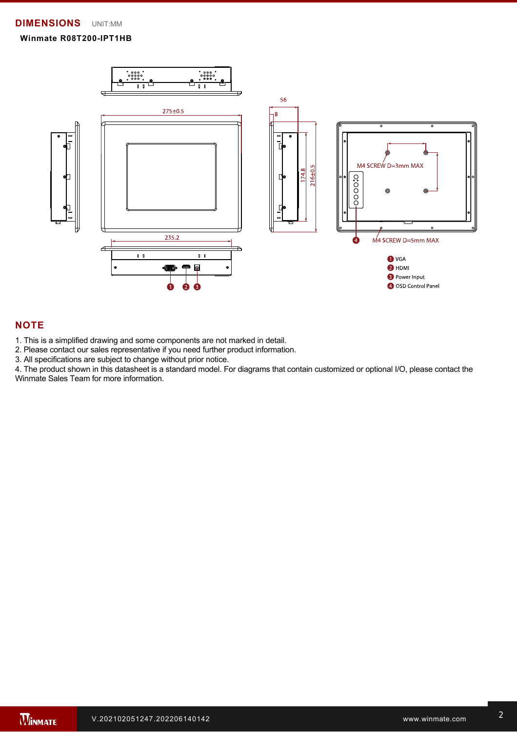## DIMENSIONS UNIT:MM

**Winmate R08T200-IPT1HB**

275±0.5

56

8

174.8

216±0.5

235.2

M4 SCREW D=3mm MAX

M4 SCREW D=5mm MAX

1 VGA
2 HDMI
3 Power Input
4 OSD Control Panel

## NOTE

1. This is a simplified drawing and some components are not marked in detail.
2. Please contact our sales representative if you need further product information.
3. All specifications are subject to change without prior notice.
4. The product shown in this datasheet is a standard model. For diagrams that contain customized or optional I/O, please contact the Winmate Sales Team for more information.